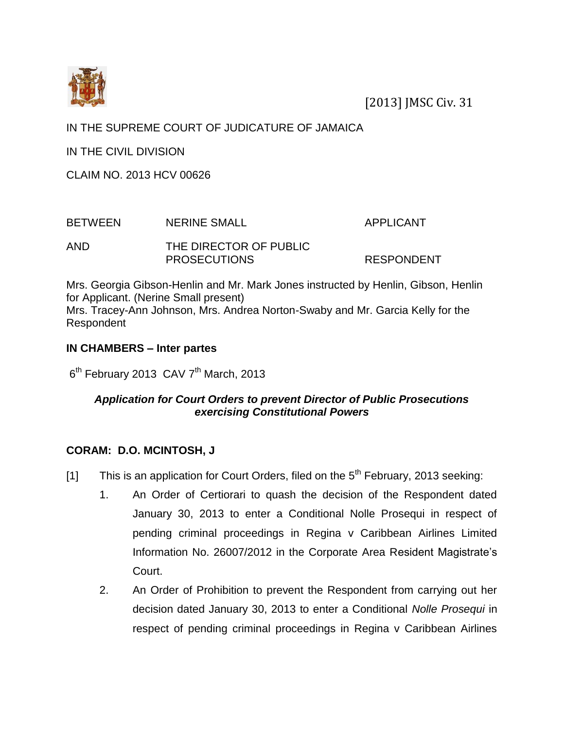[2013] JMSC Civ. 31

IN THE SUPREME COURT OF JUDICATURE OF JAMAICA

IN THE CIVIL DIVISION

CLAIM NO. 2013 HCV 00626

| | | |
|---|---|---|
| BETWEEN | NERINE SMALL | APPLICANT |
| AND | THE DIRECTOR OF PUBLIC PROSECUTIONS | RESPONDENT |

Mrs. Georgia Gibson-Henlin and Mr. Mark Jones instructed by Henlin, Gibson, Henlin for Applicant. (Nerine Small present)
Mrs. Tracey-Ann Johnson, Mrs. Andrea Norton-Swaby and Mr. Garcia Kelly for the Respondent

**IN CHAMBERS – Inter partes**

6th February 2013 CAV 7th March, 2013

***Application for Court Orders to prevent Director of Public Prosecutions exercising Constitutional Powers***

**CORAM: D.O. MCINTOSH, J**

[1] This is an application for Court Orders, filed on the 5th February, 2013 seeking:

1. An Order of Certiorari to quash the decision of the Respondent dated January 30, 2013 to enter a Conditional Nolle Prosequi in respect of pending criminal proceedings in Regina v Caribbean Airlines Limited Information No. 26007/2012 in the Corporate Area Resident Magistrate's Court.
2. An Order of Prohibition to prevent the Respondent from carrying out her decision dated January 30, 2013 to enter a Conditional *Nolle Prosequi* in respect of pending criminal proceedings in Regina v Caribbean Airlines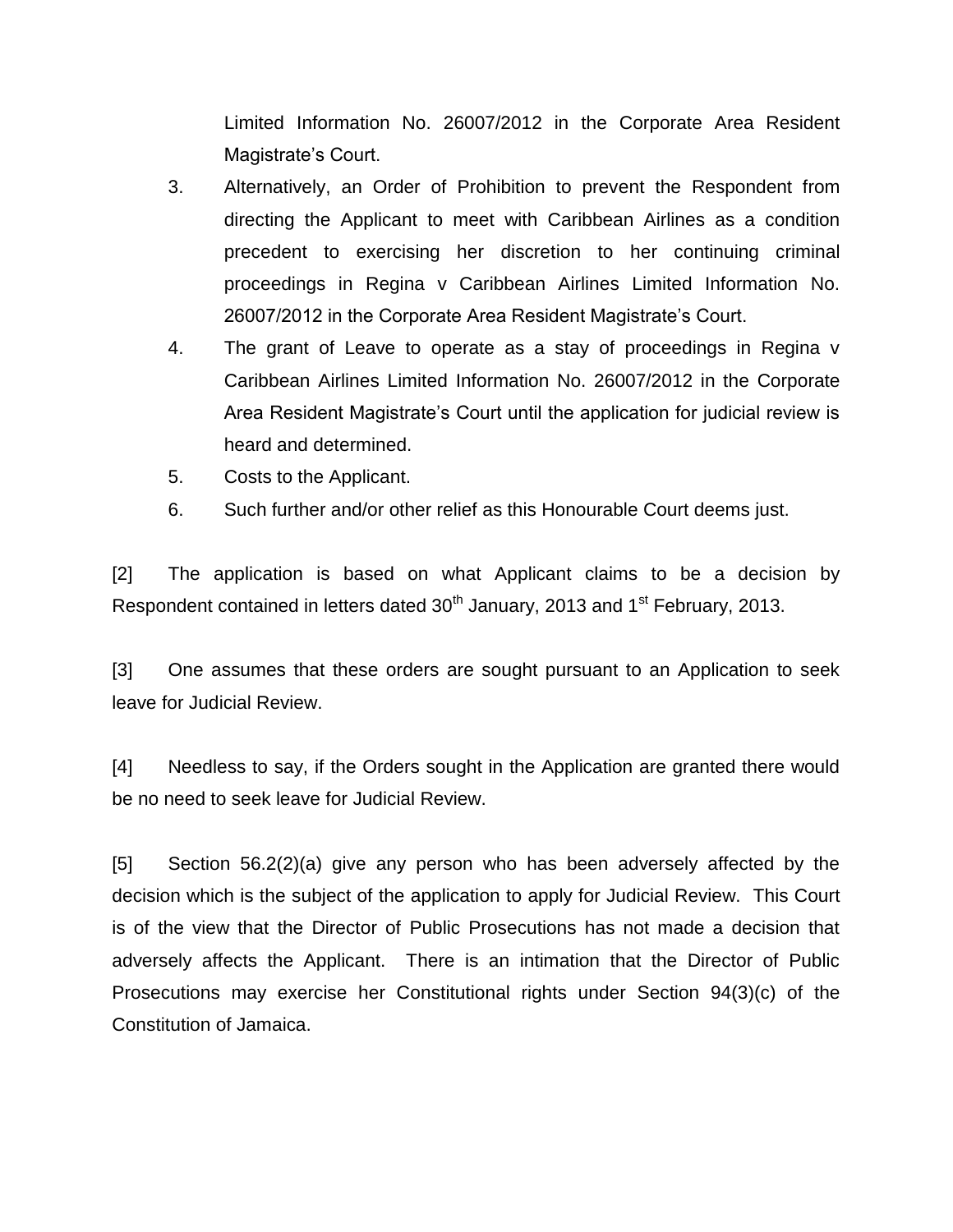Limited Information No. 26007/2012 in the Corporate Area Resident Magistrate's Court.

3. Alternatively, an Order of Prohibition to prevent the Respondent from directing the Applicant to meet with Caribbean Airlines as a condition precedent to exercising her discretion to her continuing criminal proceedings in Regina v Caribbean Airlines Limited Information No. 26007/2012 in the Corporate Area Resident Magistrate's Court.

4. The grant of Leave to operate as a stay of proceedings in Regina v Caribbean Airlines Limited Information No. 26007/2012 in the Corporate Area Resident Magistrate's Court until the application for judicial review is heard and determined.

5. Costs to the Applicant.

6. Such further and/or other relief as this Honourable Court deems just.

[2] The application is based on what Applicant claims to be a decision by Respondent contained in letters dated 30th January, 2013 and 1st February, 2013.

[3] One assumes that these orders are sought pursuant to an Application to seek leave for Judicial Review.

[4] Needless to say, if the Orders sought in the Application are granted there would be no need to seek leave for Judicial Review.

[5] Section 56.2(2)(a) give any person who has been adversely affected by the decision which is the subject of the application to apply for Judicial Review. This Court is of the view that the Director of Public Prosecutions has not made a decision that adversely affects the Applicant. There is an intimation that the Director of Public Prosecutions may exercise her Constitutional rights under Section 94(3)(c) of the Constitution of Jamaica.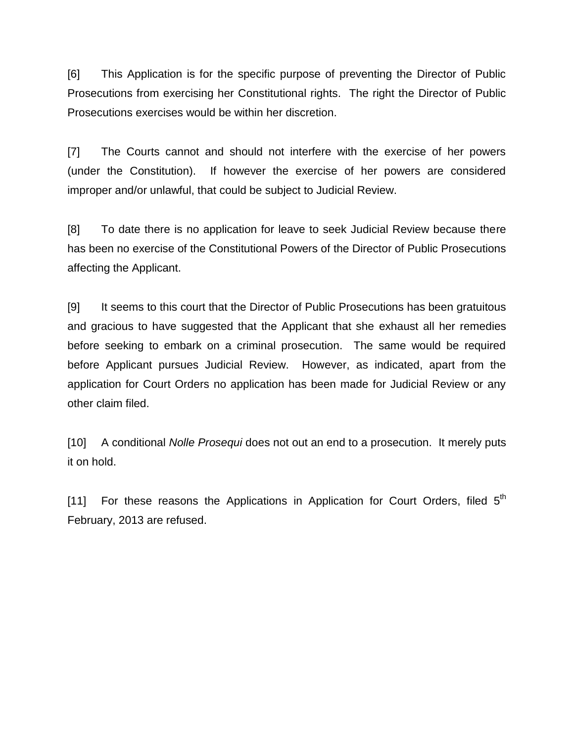[6] This Application is for the specific purpose of preventing the Director of Public Prosecutions from exercising her Constitutional rights. The right the Director of Public Prosecutions exercises would be within her discretion.

[7] The Courts cannot and should not interfere with the exercise of her powers (under the Constitution). If however the exercise of her powers are considered improper and/or unlawful, that could be subject to Judicial Review.

[8] To date there is no application for leave to seek Judicial Review because there has been no exercise of the Constitutional Powers of the Director of Public Prosecutions affecting the Applicant.

[9] It seems to this court that the Director of Public Prosecutions has been gratuitous and gracious to have suggested that the Applicant that she exhaust all her remedies before seeking to embark on a criminal prosecution. The same would be required before Applicant pursues Judicial Review. However, as indicated, apart from the application for Court Orders no application has been made for Judicial Review or any other claim filed.

[10] A conditional *Nolle Prosequi* does not out an end to a prosecution. It merely puts it on hold.

[11] For these reasons the Applications in Application for Court Orders, filed 5th February, 2013 are refused.